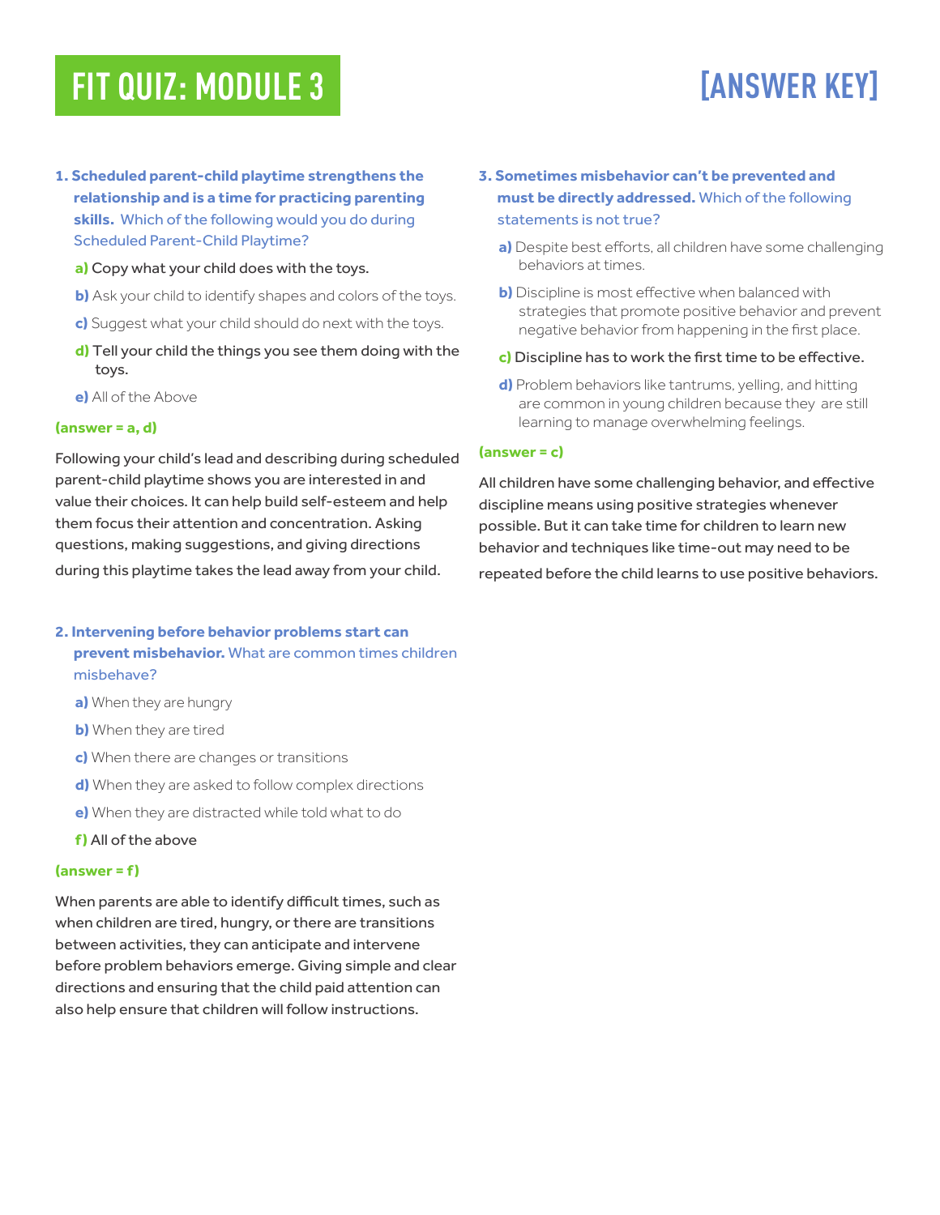# FIT QUIZ: MODULE 3

# [ANSWER KEY]

**1. Scheduled parent-child playtime strengthens the relationship and is a time for practicing parenting skills.** Which of the following would you do during Scheduled Parent-Child Playtime?

- **a)** Copy what your child does with the toys.
- **b)** Ask your child to identify shapes and colors of the toys.
- **c)** Suggest what your child should do next with the toys.
- **d)** Tell your child the things you see them doing with the toys.
- **e)** All of the Above

**(answer = a, d)**

Following your child's lead and describing during scheduled parent-child playtime shows you are interested in and value their choices. It can help build self-esteem and help them focus their attention and concentration. Asking questions, making suggestions, and giving directions during this playtime takes the lead away from your child.

**2. Intervening before behavior problems start can prevent misbehavior.** What are common times children misbehave?

- **a)** When they are hungry
- **b)** When they are tired
- **c)** When there are changes or transitions
- **d)** When they are asked to follow complex directions
- **e)** When they are distracted while told what to do
- **f)** All of the above

**(answer = f)**

When parents are able to identify difficult times, such as when children are tired, hungry, or there are transitions between activities, they can anticipate and intervene before problem behaviors emerge. Giving simple and clear directions and ensuring that the child paid attention can also help ensure that children will follow instructions.

**3. Sometimes misbehavior can't be prevented and must be directly addressed.** Which of the following statements is not true?

- **a)** Despite best efforts, all children have some challenging behaviors at times.
- **b)** Discipline is most effective when balanced with strategies that promote positive behavior and prevent negative behavior from happening in the first place.
- **c)** Discipline has to work the first time to be effective.
- **d)** Problem behaviors like tantrums, yelling, and hitting are common in young children because they are still learning to manage overwhelming feelings.

**(answer = c)**

All children have some challenging behavior, and effective discipline means using positive strategies whenever possible. But it can take time for children to learn new behavior and techniques like time-out may need to be repeated before the child learns to use positive behaviors.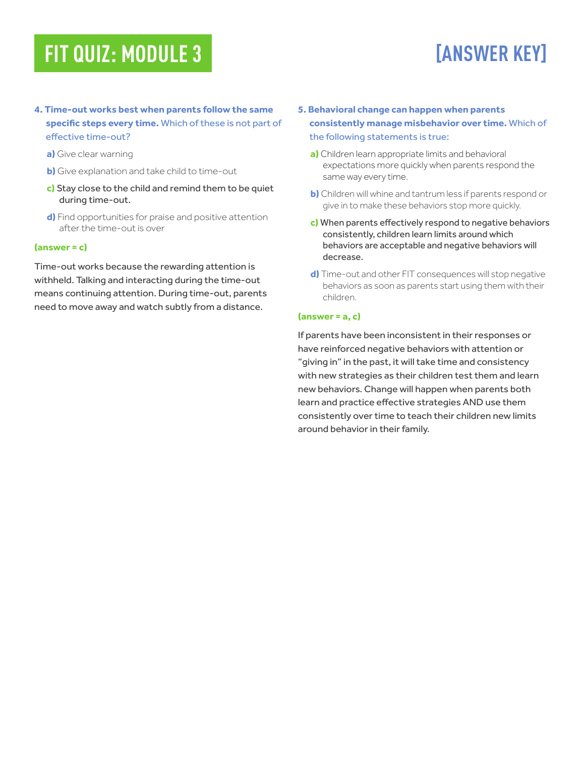# FIT QUIZ: MODULE 3

# [ANSWER KEY]

**4. Time-out works best when parents follow the same specific steps every time.** Which of these is not part of effective time-out?

**a)** Give clear warning

**b)** Give explanation and take child to time-out

**c)** Stay close to the child and remind them to be quiet during time-out.

**d)** Find opportunities for praise and positive attention after the time-out is over

**(answer = c)**

Time-out works because the rewarding attention is withheld. Talking and interacting during the time-out means continuing attention. During time-out, parents need to move away and watch subtly from a distance.

**5. Behavioral change can happen when parents consistently manage misbehavior over time.** Which of the following statements is true:

**a)** Children learn appropriate limits and behavioral expectations more quickly when parents respond the same way every time.

**b)** Children will whine and tantrum less if parents respond or give in to make these behaviors stop more quickly.

**c)** When parents effectively respond to negative behaviors consistently, children learn limits around which behaviors are acceptable and negative behaviors will decrease.

**d)** Time-out and other FIT consequences will stop negative behaviors as soon as parents start using them with their children.

**(answer = a, c)**

If parents have been inconsistent in their responses or have reinforced negative behaviors with attention or "giving in" in the past, it will take time and consistency with new strategies as their children test them and learn new behaviors. Change will happen when parents both learn and practice effective strategies AND use them consistently over time to teach their children new limits around behavior in their family.